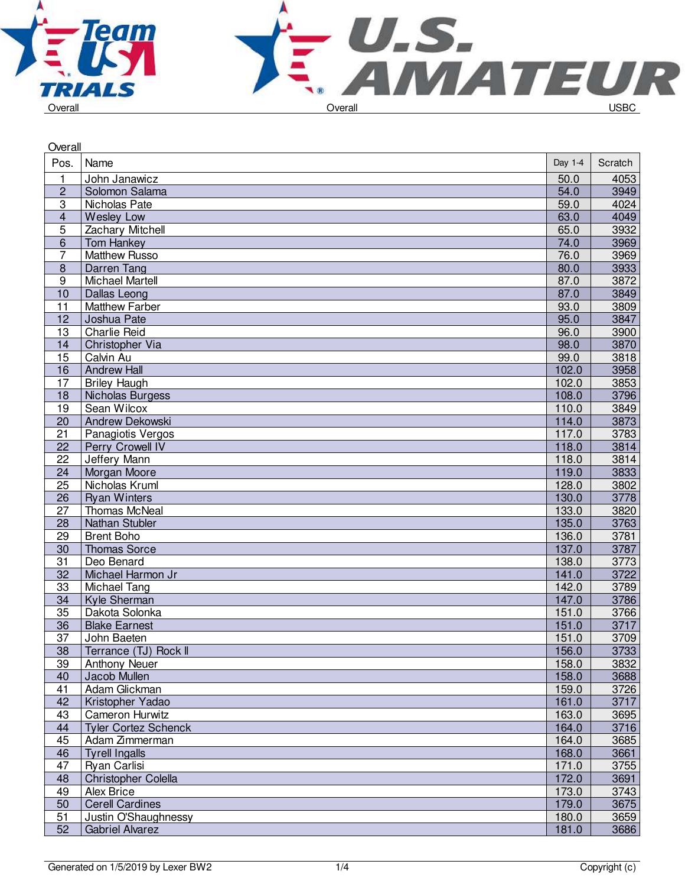Overall

| Pos. | Name | Day 1-4 | Scratch |
|---|---|---|---|
| 1 | John Janawicz | 50.0 | 4053 |
| 2 | Solomon Salama | 54.0 | 3949 |
| 3 | Nicholas Pate | 59.0 | 4024 |
| 4 | Wesley Low | 63.0 | 4049 |
| 5 | Zachary Mitchell | 65.0 | 3932 |
| 6 | Tom Hankey | 74.0 | 3969 |
| 7 | Matthew Russo | 76.0 | 3969 |
| 8 | Darren Tang | 80.0 | 3933 |
| 9 | Michael Martell | 87.0 | 3872 |
| 10 | Dallas Leong | 87.0 | 3849 |
| 11 | Matthew Farber | 93.0 | 3809 |
| 12 | Joshua Pate | 95.0 | 3847 |
| 13 | Charlie Reid | 96.0 | 3900 |
| 14 | Christopher Via | 98.0 | 3870 |
| 15 | Calvin Au | 99.0 | 3818 |
| 16 | Andrew Hall | 102.0 | 3958 |
| 17 | Briley Haugh | 102.0 | 3853 |
| 18 | Nicholas Burgess | 108.0 | 3796 |
| 19 | Sean Wilcox | 110.0 | 3849 |
| 20 | Andrew Dekowski | 114.0 | 3873 |
| 21 | Panagiotis Vergos | 117.0 | 3783 |
| 22 | Perry Crowell IV | 118.0 | 3814 |
| 22 | Jeffery Mann | 118.0 | 3814 |
| 24 | Morgan Moore | 119.0 | 3833 |
| 25 | Nicholas Kruml | 128.0 | 3802 |
| 26 | Ryan Winters | 130.0 | 3778 |
| 27 | Thomas McNeal | 133.0 | 3820 |
| 28 | Nathan Stubler | 135.0 | 3763 |
| 29 | Brent Boho | 136.0 | 3781 |
| 30 | Thomas Sorce | 137.0 | 3787 |
| 31 | Deo Benard | 138.0 | 3773 |
| 32 | Michael Harmon Jr | 141.0 | 3722 |
| 33 | Michael Tang | 142.0 | 3789 |
| 34 | Kyle Sherman | 147.0 | 3786 |
| 35 | Dakota Solonka | 151.0 | 3766 |
| 36 | Blake Earnest | 151.0 | 3717 |
| 37 | John Baeten | 151.0 | 3709 |
| 38 | Terrance (TJ) Rock ll | 156.0 | 3733 |
| 39 | Anthony Neuer | 158.0 | 3832 |
| 40 | Jacob Mullen | 158.0 | 3688 |
| 41 | Adam Glickman | 159.0 | 3726 |
| 42 | Kristopher Yadao | 161.0 | 3717 |
| 43 | Cameron Hurwitz | 163.0 | 3695 |
| 44 | Tyler Cortez Schenck | 164.0 | 3716 |
| 45 | Adam Zimmerman | 164.0 | 3685 |
| 46 | Tyrell Ingalls | 168.0 | 3661 |
| 47 | Ryan Carlisi | 171.0 | 3755 |
| 48 | Christopher Colella | 172.0 | 3691 |
| 49 | Alex Brice | 173.0 | 3743 |
| 50 | Cerell Cardines | 179.0 | 3675 |
| 51 | Justin O'Shaughnessy | 180.0 | 3659 |
| 52 | Gabriel Alvarez | 181.0 | 3686 |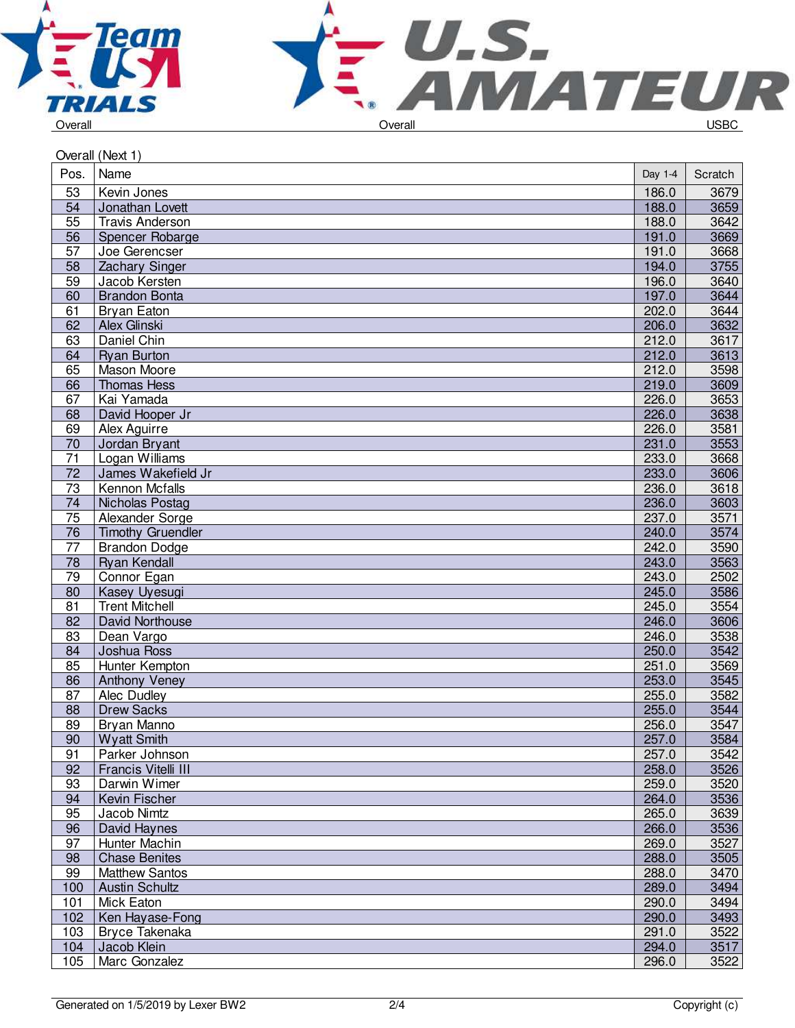Overall (Next 1)

| Pos. | Name | Day 1-4 | Scratch |
|---|---|---|---|
| 53 | Kevin Jones | 186.0 | 3679 |
| 54 | Jonathan Lovett | 188.0 | 3659 |
| 55 | Travis Anderson | 188.0 | 3642 |
| 56 | Spencer Robarge | 191.0 | 3669 |
| 57 | Joe Gerencser | 191.0 | 3668 |
| 58 | Zachary Singer | 194.0 | 3755 |
| 59 | Jacob Kersten | 196.0 | 3640 |
| 60 | Brandon Bonta | 197.0 | 3644 |
| 61 | Bryan Eaton | 202.0 | 3644 |
| 62 | Alex Glinski | 206.0 | 3632 |
| 63 | Daniel Chin | 212.0 | 3617 |
| 64 | Ryan Burton | 212.0 | 3613 |
| 65 | Mason Moore | 212.0 | 3598 |
| 66 | Thomas Hess | 219.0 | 3609 |
| 67 | Kai Yamada | 226.0 | 3653 |
| 68 | David Hooper Jr | 226.0 | 3638 |
| 69 | Alex Aguirre | 226.0 | 3581 |
| 70 | Jordan Bryant | 231.0 | 3553 |
| 71 | Logan Williams | 233.0 | 3668 |
| 72 | James Wakefield Jr | 233.0 | 3606 |
| 73 | Kennon Mcfalls | 236.0 | 3618 |
| 74 | Nicholas Postag | 236.0 | 3603 |
| 75 | Alexander Sorge | 237.0 | 3571 |
| 76 | Timothy Gruendler | 240.0 | 3574 |
| 77 | Brandon Dodge | 242.0 | 3590 |
| 78 | Ryan Kendall | 243.0 | 3563 |
| 79 | Connor Egan | 243.0 | 2502 |
| 80 | Kasey Uyesugi | 245.0 | 3586 |
| 81 | Trent Mitchell | 245.0 | 3554 |
| 82 | David Northouse | 246.0 | 3606 |
| 83 | Dean Vargo | 246.0 | 3538 |
| 84 | Joshua Ross | 250.0 | 3542 |
| 85 | Hunter Kempton | 251.0 | 3569 |
| 86 | Anthony Veney | 253.0 | 3545 |
| 87 | Alec Dudley | 255.0 | 3582 |
| 88 | Drew Sacks | 255.0 | 3544 |
| 89 | Bryan Manno | 256.0 | 3547 |
| 90 | Wyatt Smith | 257.0 | 3584 |
| 91 | Parker Johnson | 257.0 | 3542 |
| 92 | Francis Vitelli III | 258.0 | 3526 |
| 93 | Darwin Wimer | 259.0 | 3520 |
| 94 | Kevin Fischer | 264.0 | 3536 |
| 95 | Jacob Nimtz | 265.0 | 3639 |
| 96 | David Haynes | 266.0 | 3536 |
| 97 | Hunter Machin | 269.0 | 3527 |
| 98 | Chase Benites | 288.0 | 3505 |
| 99 | Matthew Santos | 288.0 | 3470 |
| 100 | Austin Schultz | 289.0 | 3494 |
| 101 | Mick Eaton | 290.0 | 3494 |
| 102 | Ken Hayase-Fong | 290.0 | 3493 |
| 103 | Bryce Takenaka | 291.0 | 3522 |
| 104 | Jacob Klein | 294.0 | 3517 |
| 105 | Marc Gonzalez | 296.0 | 3522 |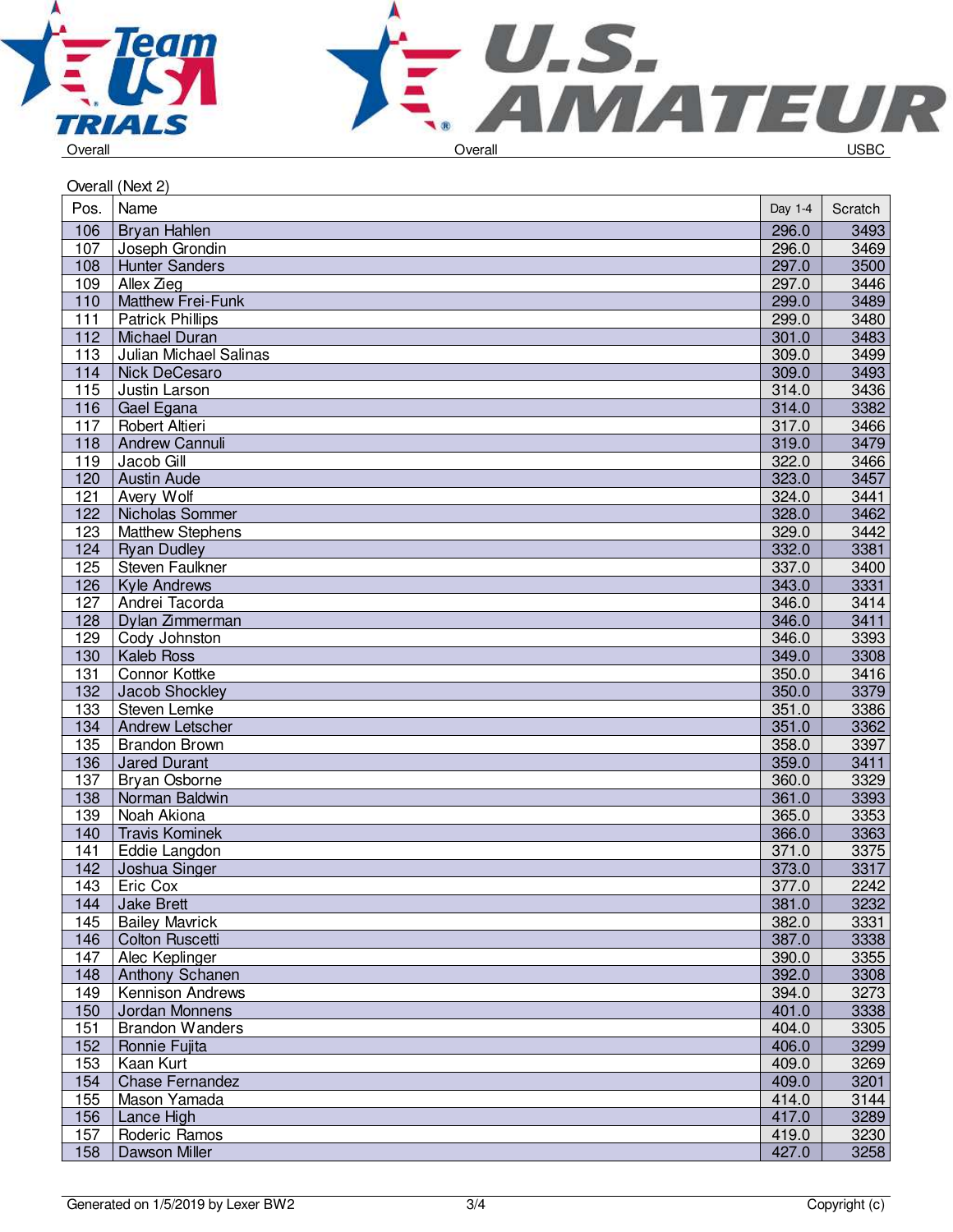Overall (Next 2)

| Pos. | Name | Day 1-4 | Scratch |
|---|---|---|---|
| 106 | Bryan Hahlen | 296.0 | 3493 |
| 107 | Joseph Grondin | 296.0 | 3469 |
| 108 | Hunter Sanders | 297.0 | 3500 |
| 109 | Allex Zieg | 297.0 | 3446 |
| 110 | Matthew Frei-Funk | 299.0 | 3489 |
| 111 | Patrick Phillips | 299.0 | 3480 |
| 112 | Michael Duran | 301.0 | 3483 |
| 113 | Julian Michael Salinas | 309.0 | 3499 |
| 114 | Nick DeCesaro | 309.0 | 3493 |
| 115 | Justin Larson | 314.0 | 3436 |
| 116 | Gael Egana | 314.0 | 3382 |
| 117 | Robert Altieri | 317.0 | 3466 |
| 118 | Andrew Cannuli | 319.0 | 3479 |
| 119 | Jacob Gill | 322.0 | 3466 |
| 120 | Austin Aude | 323.0 | 3457 |
| 121 | Avery Wolf | 324.0 | 3441 |
| 122 | Nicholas Sommer | 328.0 | 3462 |
| 123 | Matthew Stephens | 329.0 | 3442 |
| 124 | Ryan Dudley | 332.0 | 3381 |
| 125 | Steven Faulkner | 337.0 | 3400 |
| 126 | Kyle Andrews | 343.0 | 3331 |
| 127 | Andrei Tacorda | 346.0 | 3414 |
| 128 | Dylan Zimmerman | 346.0 | 3411 |
| 129 | Cody Johnston | 346.0 | 3393 |
| 130 | Kaleb Ross | 349.0 | 3308 |
| 131 | Connor Kottke | 350.0 | 3416 |
| 132 | Jacob Shockley | 350.0 | 3379 |
| 133 | Steven Lemke | 351.0 | 3386 |
| 134 | Andrew Letscher | 351.0 | 3362 |
| 135 | Brandon Brown | 358.0 | 3397 |
| 136 | Jared Durant | 359.0 | 3411 |
| 137 | Bryan Osborne | 360.0 | 3329 |
| 138 | Norman Baldwin | 361.0 | 3393 |
| 139 | Noah Akiona | 365.0 | 3353 |
| 140 | Travis Kominek | 366.0 | 3363 |
| 141 | Eddie Langdon | 371.0 | 3375 |
| 142 | Joshua Singer | 373.0 | 3317 |
| 143 | Eric Cox | 377.0 | 2242 |
| 144 | Jake Brett | 381.0 | 3232 |
| 145 | Bailey Mavrick | 382.0 | 3331 |
| 146 | Colton Ruscetti | 387.0 | 3338 |
| 147 | Alec Keplinger | 390.0 | 3355 |
| 148 | Anthony Schanen | 392.0 | 3308 |
| 149 | Kennison Andrews | 394.0 | 3273 |
| 150 | Jordan Monnens | 401.0 | 3338 |
| 151 | Brandon Wanders | 404.0 | 3305 |
| 152 | Ronnie Fujita | 406.0 | 3299 |
| 153 | Kaan Kurt | 409.0 | 3269 |
| 154 | Chase Fernandez | 409.0 | 3201 |
| 155 | Mason Yamada | 414.0 | 3144 |
| 156 | Lance High | 417.0 | 3289 |
| 157 | Roderic Ramos | 419.0 | 3230 |
| 158 | Dawson Miller | 427.0 | 3258 |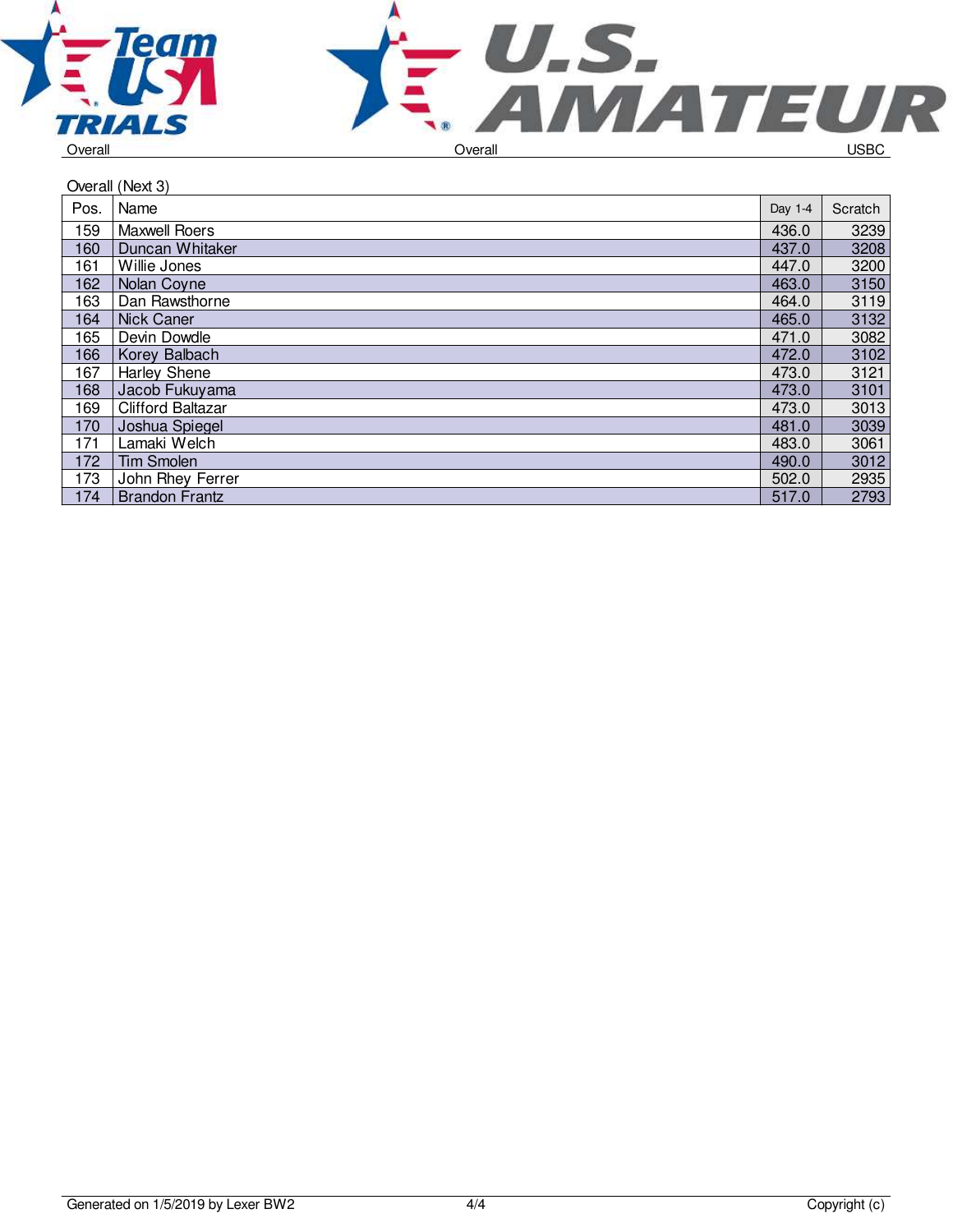Overall | Overall | USBC

Overall (Next 3)

| Pos. | Name | Day 1-4 | Scratch |
|---|---|---|---|
| 159 | Maxwell Roers | 436.0 | 3239 |
| 160 | Duncan Whitaker | 437.0 | 3208 |
| 161 | Willie Jones | 447.0 | 3200 |
| 162 | Nolan Coyne | 463.0 | 3150 |
| 163 | Dan Rawsthorne | 464.0 | 3119 |
| 164 | Nick Caner | 465.0 | 3132 |
| 165 | Devin Dowdle | 471.0 | 3082 |
| 166 | Korey Balbach | 472.0 | 3102 |
| 167 | Harley Shene | 473.0 | 3121 |
| 168 | Jacob Fukuyama | 473.0 | 3101 |
| 169 | Clifford Baltazar | 473.0 | 3013 |
| 170 | Joshua Spiegel | 481.0 | 3039 |
| 171 | Lamaki Welch | 483.0 | 3061 |
| 172 | Tim Smolen | 490.0 | 3012 |
| 173 | John Rhey Ferrer | 502.0 | 2935 |
| 174 | Brandon Frantz | 517.0 | 2793 |

Generated on 1/5/2019 by Lexer BW2 | Copyright (c)